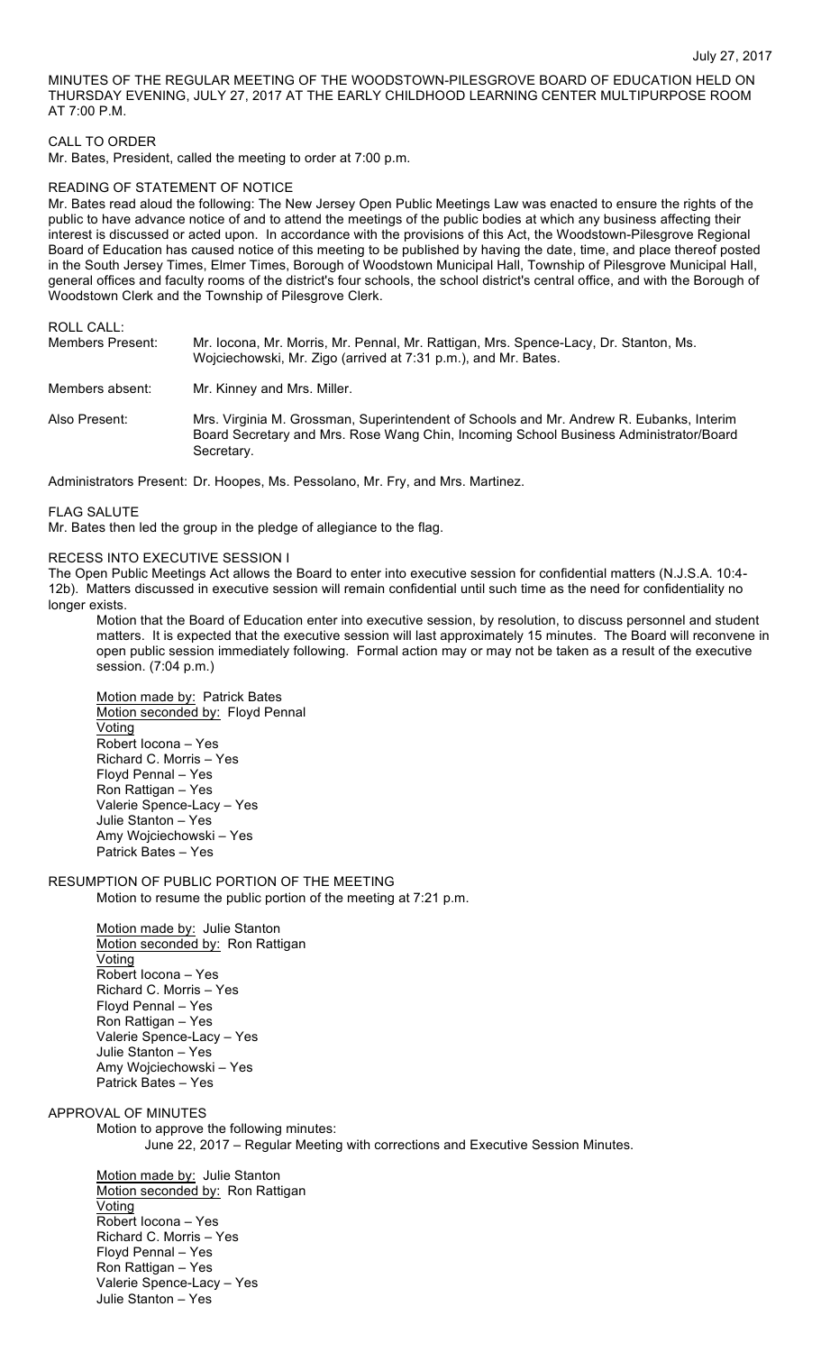July 27, 2017

MINUTES OF THE REGULAR MEETING OF THE WOODSTOWN-PILESGROVE BOARD OF EDUCATION HELD ON THURSDAY EVENING, JULY 27, 2017 AT THE EARLY CHILDHOOD LEARNING CENTER MULTIPURPOSE ROOM AT 7:00 P.M.

CALL TO ORDER

Mr. Bates, President, called the meeting to order at 7:00 p.m.

READING OF STATEMENT OF NOTICE

Mr. Bates read aloud the following: The New Jersey Open Public Meetings Law was enacted to ensure the rights of the public to have advance notice of and to attend the meetings of the public bodies at which any business affecting their interest is discussed or acted upon. In accordance with the provisions of this Act, the Woodstown-Pilesgrove Regional Board of Education has caused notice of this meeting to be published by having the date, time, and place thereof posted in the South Jersey Times, Elmer Times, Borough of Woodstown Municipal Hall, Township of Pilesgrove Municipal Hall, general offices and faculty rooms of the district's four schools, the school district's central office, and with the Borough of Woodstown Clerk and the Township of Pilesgrove Clerk.

ROLL CALL:

Members Present: Mr. Iocona, Mr. Morris, Mr. Pennal, Mr. Rattigan, Mrs. Spence-Lacy, Dr. Stanton, Ms. Wojciechowski, Mr. Zigo (arrived at 7:31 p.m.), and Mr. Bates.

Members absent: Mr. Kinney and Mrs. Miller.

Also Present: Mrs. Virginia M. Grossman, Superintendent of Schools and Mr. Andrew R. Eubanks, Interim Board Secretary and Mrs. Rose Wang Chin, Incoming School Business Administrator/Board Secretary.

Administrators Present: Dr. Hoopes, Ms. Pessolano, Mr. Fry, and Mrs. Martinez.

FLAG SALUTE

Mr. Bates then led the group in the pledge of allegiance to the flag.

RECESS INTO EXECUTIVE SESSION I

The Open Public Meetings Act allows the Board to enter into executive session for confidential matters (N.J.S.A. 10:4-12b). Matters discussed in executive session will remain confidential until such time as the need for confidentiality no longer exists.

Motion that the Board of Education enter into executive session, by resolution, to discuss personnel and student matters. It is expected that the executive session will last approximately 15 minutes. The Board will reconvene in open public session immediately following. Formal action may or may not be taken as a result of the executive session. (7:04 p.m.)

Motion made by: Patrick Bates
Motion seconded by: Floyd Pennal
Voting
Robert Iocona – Yes
Richard C. Morris – Yes
Floyd Pennal – Yes
Ron Rattigan – Yes
Valerie Spence-Lacy – Yes
Julie Stanton – Yes
Amy Wojciechowski – Yes
Patrick Bates – Yes

RESUMPTION OF PUBLIC PORTION OF THE MEETING

Motion to resume the public portion of the meeting at 7:21 p.m.

Motion made by: Julie Stanton
Motion seconded by: Ron Rattigan
Voting
Robert Iocona – Yes
Richard C. Morris – Yes
Floyd Pennal – Yes
Ron Rattigan – Yes
Valerie Spence-Lacy – Yes
Julie Stanton – Yes
Amy Wojciechowski – Yes
Patrick Bates – Yes

APPROVAL OF MINUTES

Motion to approve the following minutes:

June 22, 2017 – Regular Meeting with corrections and Executive Session Minutes.

Motion made by: Julie Stanton
Motion seconded by: Ron Rattigan
Voting
Robert Iocona – Yes
Richard C. Morris – Yes
Floyd Pennal – Yes
Ron Rattigan – Yes
Valerie Spence-Lacy – Yes
Julie Stanton – Yes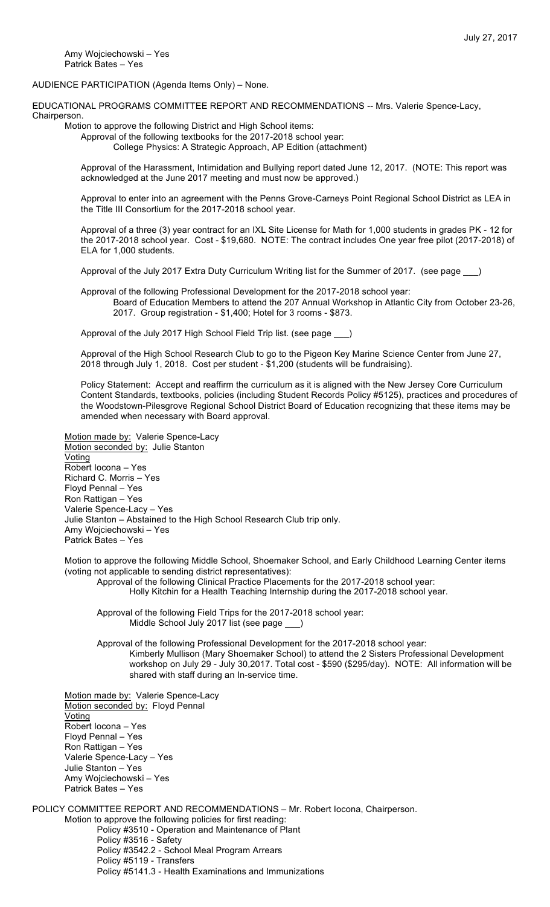Amy Wojciechowski – Yes
Patrick Bates – Yes

AUDIENCE PARTICIPATION (Agenda Items Only) – None.

EDUCATIONAL PROGRAMS COMMITTEE REPORT AND RECOMMENDATIONS -- Mrs. Valerie Spence-Lacy, Chairperson.

Motion to approve the following District and High School items:

Approval of the following textbooks for the 2017-2018 school year:

College Physics: A Strategic Approach, AP Edition (attachment)

Approval of the Harassment, Intimidation and Bullying report dated June 12, 2017. (NOTE: This report was acknowledged at the June 2017 meeting and must now be approved.)

Approval to enter into an agreement with the Penns Grove-Carneys Point Regional School District as LEA in the Title III Consortium for the 2017-2018 school year.

Approval of a three (3) year contract for an IXL Site License for Math for 1,000 students in grades PK - 12 for the 2017-2018 school year. Cost - $19,680. NOTE: The contract includes One year free pilot (2017-2018) of ELA for 1,000 students.

Approval of the July 2017 Extra Duty Curriculum Writing list for the Summer of 2017. (see page ___)

Approval of the following Professional Development for the 2017-2018 school year:

Board of Education Members to attend the 207 Annual Workshop in Atlantic City from October 23-26, 2017. Group registration - $1,400; Hotel for 3 rooms - $873.

Approval of the July 2017 High School Field Trip list. (see page ___)

Approval of the High School Research Club to go to the Pigeon Key Marine Science Center from June 27, 2018 through July 1, 2018. Cost per student - $1,200 (students will be fundraising).

Policy Statement: Accept and reaffirm the curriculum as it is aligned with the New Jersey Core Curriculum Content Standards, textbooks, policies (including Student Records Policy #5125), practices and procedures of the Woodstown-Pilesgrove Regional School District Board of Education recognizing that these items may be amended when necessary with Board approval.

Motion made by: Valerie Spence-Lacy
Motion seconded by: Julie Stanton
Voting
Robert Iocona – Yes
Richard C. Morris – Yes
Floyd Pennal – Yes
Ron Rattigan – Yes
Valerie Spence-Lacy – Yes
Julie Stanton – Abstained to the High School Research Club trip only.
Amy Wojciechowski – Yes
Patrick Bates – Yes

Motion to approve the following Middle School, Shoemaker School, and Early Childhood Learning Center items (voting not applicable to sending district representatives):

Approval of the following Clinical Practice Placements for the 2017-2018 school year:

Holly Kitchin for a Health Teaching Internship during the 2017-2018 school year.

Approval of the following Field Trips for the 2017-2018 school year:

Middle School July 2017 list (see page ___)

Approval of the following Professional Development for the 2017-2018 school year:

Kimberly Mullison (Mary Shoemaker School) to attend the 2 Sisters Professional Development workshop on July 29 - July 30,2017. Total cost - $590 ($295/day). NOTE: All information will be shared with staff during an In-service time.

Motion made by: Valerie Spence-Lacy
Motion seconded by: Floyd Pennal
Voting
Robert Iocona – Yes
Floyd Pennal – Yes
Ron Rattigan – Yes
Valerie Spence-Lacy – Yes
Julie Stanton – Yes
Amy Wojciechowski – Yes
Patrick Bates – Yes

POLICY COMMITTEE REPORT AND RECOMMENDATIONS – Mr. Robert Iocona, Chairperson.

Motion to approve the following policies for first reading:

Policy #3510 - Operation and Maintenance of Plant
Policy #3516 - Safety
Policy #3542.2 - School Meal Program Arrears
Policy #5119 - Transfers
Policy #5141.3 - Health Examinations and Immunizations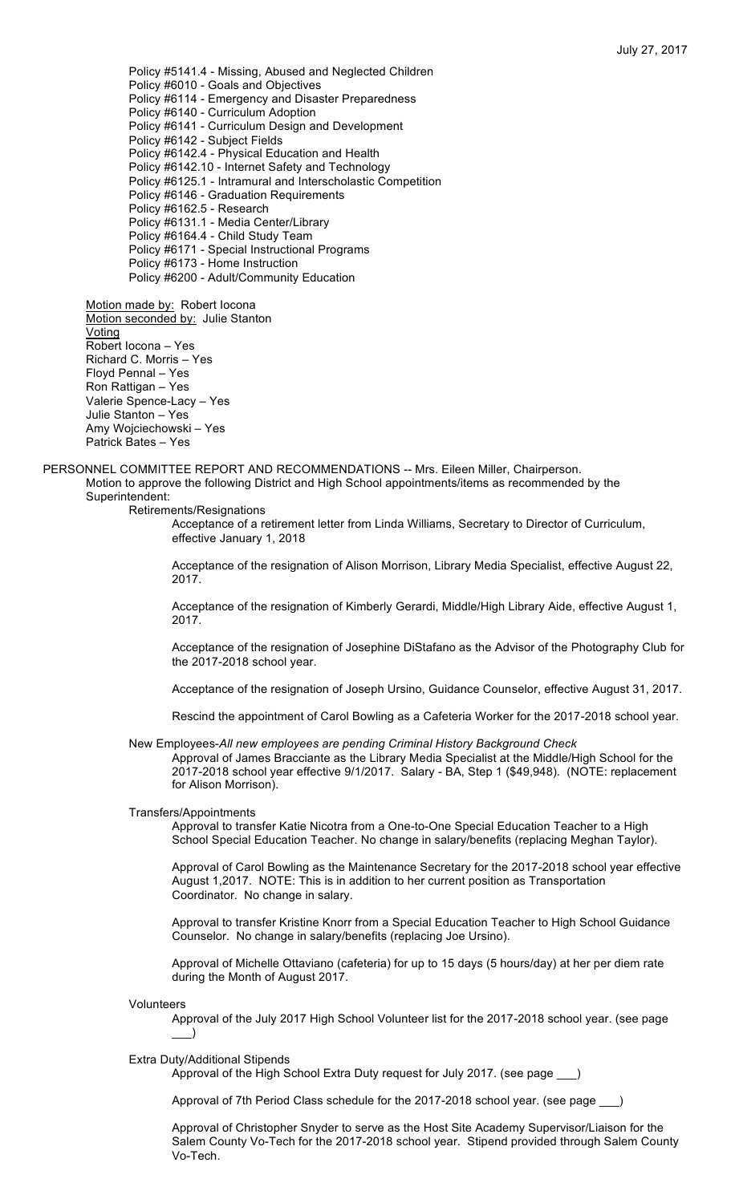Policy #5141.4 - Missing, Abused and Neglected Children
Policy #6010 - Goals and Objectives
Policy #6114 - Emergency and Disaster Preparedness
Policy #6140 - Curriculum Adoption
Policy #6141 - Curriculum Design and Development
Policy #6142 - Subject Fields
Policy #6142.4 - Physical Education and Health
Policy #6142.10 - Internet Safety and Technology
Policy #6125.1 - Intramural and Interscholastic Competition
Policy #6146 - Graduation Requirements
Policy #6162.5 - Research
Policy #6131.1 - Media Center/Library
Policy #6164.4 - Child Study Team
Policy #6171 - Special Instructional Programs
Policy #6173 - Home Instruction
Policy #6200 - Adult/Community Education

Motion made by: Robert Iocona
Motion seconded by: Julie Stanton
Voting
Robert Iocona – Yes
Richard C. Morris – Yes
Floyd Pennal – Yes
Ron Rattigan – Yes
Valerie Spence-Lacy – Yes
Julie Stanton – Yes
Amy Wojciechowski – Yes
Patrick Bates – Yes

PERSONNEL COMMITTEE REPORT AND RECOMMENDATIONS -- Mrs. Eileen Miller, Chairperson.
Motion to approve the following District and High School appointments/items as recommended by the Superintendent:

Retirements/Resignations

Acceptance of a retirement letter from Linda Williams, Secretary to Director of Curriculum, effective January 1, 2018

Acceptance of the resignation of Alison Morrison, Library Media Specialist, effective August 22, 2017.

Acceptance of the resignation of Kimberly Gerardi, Middle/High Library Aide, effective August 1, 2017.

Acceptance of the resignation of Josephine DiStafano as the Advisor of the Photography Club for the 2017-2018 school year.

Acceptance of the resignation of Joseph Ursino, Guidance Counselor, effective August 31, 2017.

Rescind the appointment of Carol Bowling as a Cafeteria Worker for the 2017-2018 school year.

New Employees-*All new employees are pending Criminal History Background Check*

Approval of James Bracciante as the Library Media Specialist at the Middle/High School for the 2017-2018 school year effective 9/1/2017. Salary - BA, Step 1 ($49,948). (NOTE: replacement for Alison Morrison).

Transfers/Appointments

Approval to transfer Katie Nicotra from a One-to-One Special Education Teacher to a High School Special Education Teacher. No change in salary/benefits (replacing Meghan Taylor).

Approval of Carol Bowling as the Maintenance Secretary for the 2017-2018 school year effective August 1,2017. NOTE: This is in addition to her current position as Transportation Coordinator. No change in salary.

Approval to transfer Kristine Knorr from a Special Education Teacher to High School Guidance Counselor. No change in salary/benefits (replacing Joe Ursino).

Approval of Michelle Ottaviano (cafeteria) for up to 15 days (5 hours/day) at her per diem rate during the Month of August 2017.

Volunteers

Approval of the July 2017 High School Volunteer list for the 2017-2018 school year. (see page ___)

Extra Duty/Additional Stipends

Approval of the High School Extra Duty request for July 2017. (see page ___)

Approval of 7th Period Class schedule for the 2017-2018 school year. (see page ___)

Approval of Christopher Snyder to serve as the Host Site Academy Supervisor/Liaison for the Salem County Vo-Tech for the 2017-2018 school year. Stipend provided through Salem County Vo-Tech.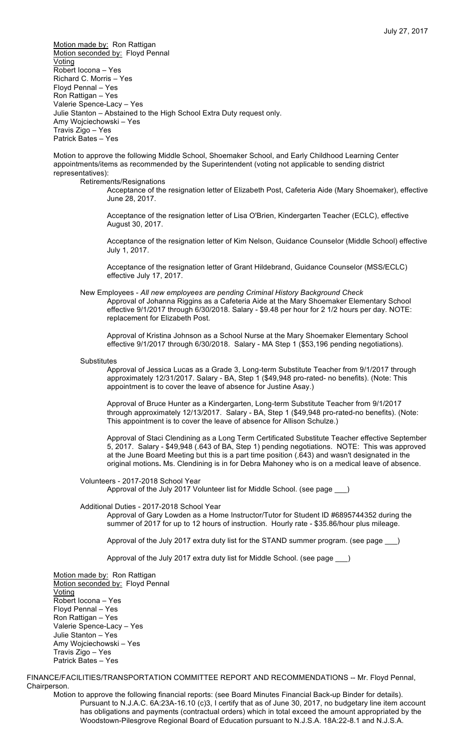Motion made by: Ron Rattigan
Motion seconded by: Floyd Pennal
Voting
Robert Iocona – Yes
Richard C. Morris – Yes
Floyd Pennal – Yes
Ron Rattigan – Yes
Valerie Spence-Lacy – Yes
Julie Stanton – Abstained to the High School Extra Duty request only.
Amy Wojciechowski – Yes
Travis Zigo – Yes
Patrick Bates – Yes

Motion to approve the following Middle School, Shoemaker School, and Early Childhood Learning Center appointments/items as recommended by the Superintendent (voting not applicable to sending district representatives):

Retirements/Resignations

Acceptance of the resignation letter of Elizabeth Post, Cafeteria Aide (Mary Shoemaker), effective June 28, 2017.

Acceptance of the resignation letter of Lisa O'Brien, Kindergarten Teacher (ECLC), effective August 30, 2017.

Acceptance of the resignation letter of Kim Nelson, Guidance Counselor (Middle School) effective July 1, 2017.

Acceptance of the resignation letter of Grant Hildebrand, Guidance Counselor (MSS/ECLC) effective July 17, 2017.

New Employees - *All new employees are pending Criminal History Background Check*

Approval of Johanna Riggins as a Cafeteria Aide at the Mary Shoemaker Elementary School effective 9/1/2017 through 6/30/2018. Salary - $9.48 per hour for 2 1/2 hours per day. NOTE: replacement for Elizabeth Post.

Approval of Kristina Johnson as a School Nurse at the Mary Shoemaker Elementary School effective 9/1/2017 through 6/30/2018. Salary - MA Step 1 ($53,196 pending negotiations).

Substitutes

Approval of Jessica Lucas as a Grade 3, Long-term Substitute Teacher from 9/1/2017 through approximately 12/31/2017. Salary - BA, Step 1 ($49,948 pro-rated- no benefits). (Note: This appointment is to cover the leave of absence for Justine Asay.)

Approval of Bruce Hunter as a Kindergarten, Long-term Substitute Teacher from 9/1/2017 through approximately 12/13/2017. Salary - BA, Step 1 ($49,948 pro-rated-no benefits). (Note: This appointment is to cover the leave of absence for Allison Schulze.)

Approval of Staci Clendining as a Long Term Certificated Substitute Teacher effective September 5, 2017. Salary - $49,948 (.643 of BA, Step 1) pending negotiations. NOTE: This was approved at the June Board Meeting but this is a part time position (.643) and wasn't designated in the original motions**.** Ms. Clendining is in for Debra Mahoney who is on a medical leave of absence.

Volunteers - 2017-2018 School Year

Approval of the July 2017 Volunteer list for Middle School. (see page ___)

Additional Duties - 2017-2018 School Year

Approval of Gary Lowden as a Home Instructor/Tutor for Student ID #6895744352 during the summer of 2017 for up to 12 hours of instruction. Hourly rate - $35.86/hour plus mileage.

Approval of the July 2017 extra duty list for the STAND summer program. (see page ___)

Approval of the July 2017 extra duty list for Middle School. (see page ___)

Motion made by: Ron Rattigan
Motion seconded by: Floyd Pennal
Voting
Robert Iocona – Yes
Floyd Pennal – Yes
Ron Rattigan – Yes
Valerie Spence-Lacy – Yes
Julie Stanton – Yes
Amy Wojciechowski – Yes
Travis Zigo – Yes
Patrick Bates – Yes

FINANCE/FACILITIES/TRANSPORTATION COMMITTEE REPORT AND RECOMMENDATIONS -- Mr. Floyd Pennal, Chairperson.

Motion to approve the following financial reports: (see Board Minutes Financial Back-up Binder for details).

Pursuant to N.J.A.C. 6A:23A-16.10 (c)3, I certify that as of June 30, 2017, no budgetary line item account has obligations and payments (contractual orders) which in total exceed the amount appropriated by the Woodstown-Pilesgrove Regional Board of Education pursuant to N.J.S.A. 18A:22-8.1 and N.J.S.A.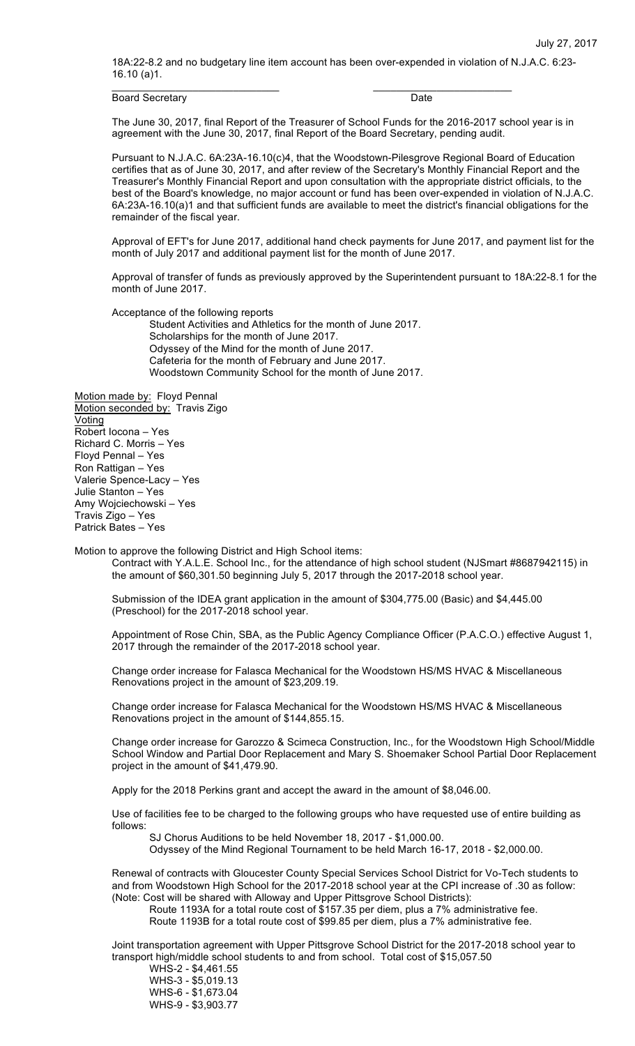18A:22-8.2 and no budgetary line item account has been over-expended in violation of N.J.A.C. 6:23-16.10 (a)1.

\_\_\_\_\_\_\_\_\_\_\_\_\_\_\_\_\_\_\_\_\_\_\_\_\_\_\_\_\_\_ \_\_\_\_\_\_\_\_\_\_\_\_\_\_\_\_\_\_\_\_\_\_\_\_\_\_\_\_

Board Secretary Date

The June 30, 2017, final Report of the Treasurer of School Funds for the 2016-2017 school year is in agreement with the June 30, 2017, final Report of the Board Secretary, pending audit.

Pursuant to N.J.A.C. 6A:23A-16.10(c)4, that the Woodstown-Pilesgrove Regional Board of Education certifies that as of June 30, 2017, and after review of the Secretary's Monthly Financial Report and the Treasurer's Monthly Financial Report and upon consultation with the appropriate district officials, to the best of the Board's knowledge, no major account or fund has been over-expended in violation of N.J.A.C. 6A:23A-16.10(a)1 and that sufficient funds are available to meet the district's financial obligations for the remainder of the fiscal year.

Approval of EFT's for June 2017, additional hand check payments for June 2017, and payment list for the month of July 2017 and additional payment list for the month of June 2017.

Approval of transfer of funds as previously approved by the Superintendent pursuant to 18A:22-8.1 for the month of June 2017.

Acceptance of the following reports
- Student Activities and Athletics for the month of June 2017.
- Scholarships for the month of June 2017.
- Odyssey of the Mind for the month of June 2017.
- Cafeteria for the month of February and June 2017.
- Woodstown Community School for the month of June 2017.

Motion made by: Floyd Pennal
Motion seconded by: Travis Zigo
Voting
Robert Iocona – Yes
Richard C. Morris – Yes
Floyd Pennal – Yes
Ron Rattigan – Yes
Valerie Spence-Lacy – Yes
Julie Stanton – Yes
Amy Wojciechowski – Yes
Travis Zigo – Yes
Patrick Bates – Yes

Motion to approve the following District and High School items:

Contract with Y.A.L.E. School Inc., for the attendance of high school student (NJSmart #8687942115) in the amount of $60,301.50 beginning July 5, 2017 through the 2017-2018 school year.

Submission of the IDEA grant application in the amount of $304,775.00 (Basic) and $4,445.00 (Preschool) for the 2017-2018 school year.

Appointment of Rose Chin, SBA, as the Public Agency Compliance Officer (P.A.C.O.) effective August 1, 2017 through the remainder of the 2017-2018 school year.

Change order increase for Falasca Mechanical for the Woodstown HS/MS HVAC & Miscellaneous Renovations project in the amount of $23,209.19.

Change order increase for Falasca Mechanical for the Woodstown HS/MS HVAC & Miscellaneous Renovations project in the amount of $144,855.15.

Change order increase for Garozzo & Scimeca Construction, Inc., for the Woodstown High School/Middle School Window and Partial Door Replacement and Mary S. Shoemaker School Partial Door Replacement project in the amount of $41,479.90.

Apply for the 2018 Perkins grant and accept the award in the amount of $8,046.00.

Use of facilities fee to be charged to the following groups who have requested use of entire building as follows:
- SJ Chorus Auditions to be held November 18, 2017 - $1,000.00.
- Odyssey of the Mind Regional Tournament to be held March 16-17, 2018 - $2,000.00.

Renewal of contracts with Gloucester County Special Services School District for Vo-Tech students to and from Woodstown High School for the 2017-2018 school year at the CPI increase of .30 as follow: (Note: Cost will be shared with Alloway and Upper Pittsgrove School Districts):
- Route 1193A for a total route cost of $157.35 per diem, plus a 7% administrative fee.
- Route 1193B for a total route cost of $99.85 per diem, plus a 7% administrative fee.

Joint transportation agreement with Upper Pittsgrove School District for the 2017-2018 school year to transport high/middle school students to and from school. Total cost of $15,057.50
- WHS-2 - $4,461.55
- WHS-3 - $5,019.13
- WHS-6 - $1,673.04
- WHS-9 - $3,903.77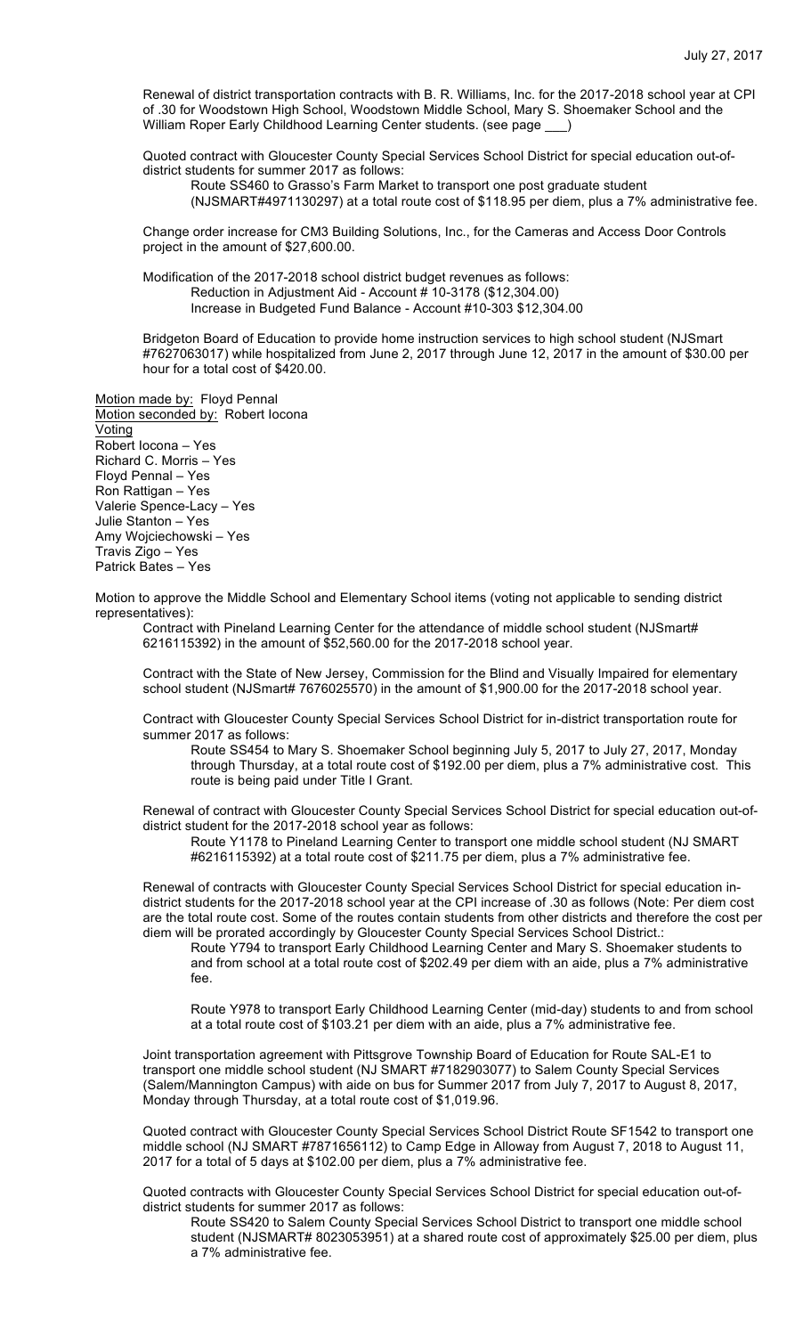Renewal of district transportation contracts with B. R. Williams, Inc. for the 2017-2018 school year at CPI of .30 for Woodstown High School, Woodstown Middle School, Mary S. Shoemaker School and the William Roper Early Childhood Learning Center students. (see page ___)

Quoted contract with Gloucester County Special Services School District for special education out-of-district students for summer 2017 as follows:

Route SS460 to Grasso's Farm Market to transport one post graduate student (NJSMART#4971130297) at a total route cost of $118.95 per diem, plus a 7% administrative fee.

Change order increase for CM3 Building Solutions, Inc., for the Cameras and Access Door Controls project in the amount of $27,600.00.

Modification of the 2017-2018 school district budget revenues as follows:

Reduction in Adjustment Aid - Account # 10-3178 ($12,304.00)
Increase in Budgeted Fund Balance - Account #10-303 $12,304.00

Bridgeton Board of Education to provide home instruction services to high school student (NJSmart #7627063017) while hospitalized from June 2, 2017 through June 12, 2017 in the amount of $30.00 per hour for a total cost of $420.00.

Motion made by: Floyd Pennal
Motion seconded by: Robert Iocona
Voting
Robert Iocona – Yes
Richard C. Morris – Yes
Floyd Pennal – Yes
Ron Rattigan – Yes
Valerie Spence-Lacy – Yes
Julie Stanton – Yes
Amy Wojciechowski – Yes
Travis Zigo – Yes
Patrick Bates – Yes

Motion to approve the Middle School and Elementary School items (voting not applicable to sending district representatives):

Contract with Pineland Learning Center for the attendance of middle school student (NJSmart# 6216115392) in the amount of $52,560.00 for the 2017-2018 school year.

Contract with the State of New Jersey, Commission for the Blind and Visually Impaired for elementary school student (NJSmart# 7676025570) in the amount of $1,900.00 for the 2017-2018 school year.

Contract with Gloucester County Special Services School District for in-district transportation route for summer 2017 as follows:

Route SS454 to Mary S. Shoemaker School beginning July 5, 2017 to July 27, 2017, Monday through Thursday, at a total route cost of $192.00 per diem, plus a 7% administrative cost. This route is being paid under Title I Grant.

Renewal of contract with Gloucester County Special Services School District for special education out-of-district student for the 2017-2018 school year as follows:

Route Y1178 to Pineland Learning Center to transport one middle school student (NJ SMART #6216115392) at a total route cost of $211.75 per diem, plus a 7% administrative fee.

Renewal of contracts with Gloucester County Special Services School District for special education in-district students for the 2017-2018 school year at the CPI increase of .30 as follows (Note: Per diem cost are the total route cost. Some of the routes contain students from other districts and therefore the cost per diem will be prorated accordingly by Gloucester County Special Services School District.:

Route Y794 to transport Early Childhood Learning Center and Mary S. Shoemaker students to and from school at a total route cost of $202.49 per diem with an aide, plus a 7% administrative fee.

Route Y978 to transport Early Childhood Learning Center (mid-day) students to and from school at a total route cost of $103.21 per diem with an aide, plus a 7% administrative fee.

Joint transportation agreement with Pittsgrove Township Board of Education for Route SAL-E1 to transport one middle school student (NJ SMART #7182903077) to Salem County Special Services (Salem/Mannington Campus) with aide on bus for Summer 2017 from July 7, 2017 to August 8, 2017, Monday through Thursday, at a total route cost of $1,019.96.

Quoted contract with Gloucester County Special Services School District Route SF1542 to transport one middle school (NJ SMART #7871656112) to Camp Edge in Alloway from August 7, 2018 to August 11, 2017 for a total of 5 days at $102.00 per diem, plus a 7% administrative fee.

Quoted contracts with Gloucester County Special Services School District for special education out-of-district students for summer 2017 as follows:

Route SS420 to Salem County Special Services School District to transport one middle school student (NJSMART# 8023053951) at a shared route cost of approximately $25.00 per diem, plus a 7% administrative fee.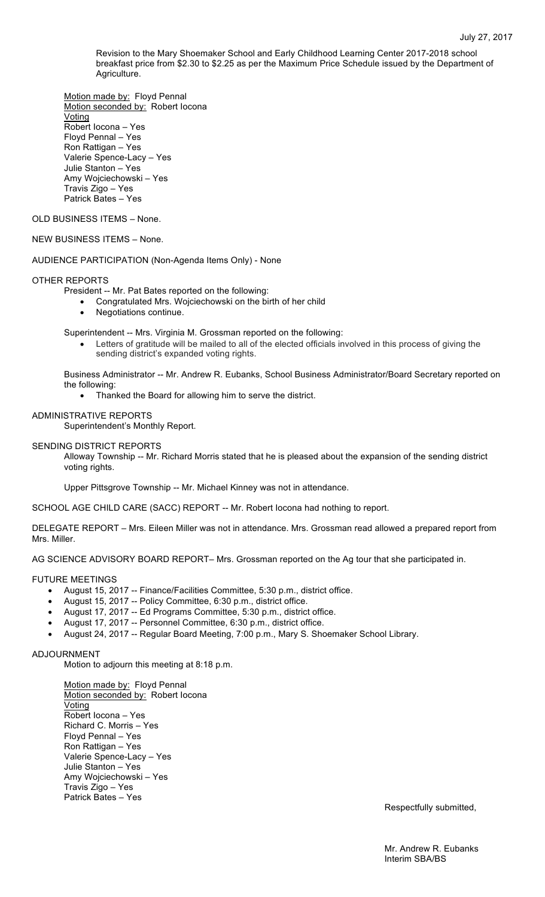July 27, 2017

Revision to the Mary Shoemaker School and Early Childhood Learning Center 2017-2018 school breakfast price from \$2.30 to \$2.25 as per the Maximum Price Schedule issued by the Department of Agriculture.

Motion made by: Floyd Pennal
Motion seconded by: Robert Iocona
Voting
Robert Iocona – Yes
Floyd Pennal – Yes
Ron Rattigan – Yes
Valerie Spence-Lacy – Yes
Julie Stanton – Yes
Amy Wojciechowski – Yes
Travis Zigo – Yes
Patrick Bates – Yes

OLD BUSINESS ITEMS – None.

NEW BUSINESS ITEMS – None.

AUDIENCE PARTICIPATION (Non-Agenda Items Only) - None

OTHER REPORTS

President -- Mr. Pat Bates reported on the following:

- Congratulated Mrs. Wojciechowski on the birth of her child
- Negotiations continue.

Superintendent -- Mrs. Virginia M. Grossman reported on the following:

- Letters of gratitude will be mailed to all of the elected officials involved in this process of giving the sending district's expanded voting rights.

Business Administrator -- Mr. Andrew R. Eubanks, School Business Administrator/Board Secretary reported on the following:

- Thanked the Board for allowing him to serve the district.

ADMINISTRATIVE REPORTS

Superintendent's Monthly Report.

SENDING DISTRICT REPORTS

Alloway Township -- Mr. Richard Morris stated that he is pleased about the expansion of the sending district voting rights.

Upper Pittsgrove Township -- Mr. Michael Kinney was not in attendance.

SCHOOL AGE CHILD CARE (SACC) REPORT -- Mr. Robert Iocona had nothing to report.

DELEGATE REPORT – Mrs. Eileen Miller was not in attendance. Mrs. Grossman read allowed a prepared report from Mrs. Miller.

AG SCIENCE ADVISORY BOARD REPORT– Mrs. Grossman reported on the Ag tour that she participated in.

FUTURE MEETINGS

- August 15, 2017 -- Finance/Facilities Committee, 5:30 p.m., district office.
- August 15, 2017 -- Policy Committee, 6:30 p.m., district office.
- August 17, 2017 -- Ed Programs Committee, 5:30 p.m., district office.
- August 17, 2017 -- Personnel Committee, 6:30 p.m., district office.
- August 24, 2017 -- Regular Board Meeting, 7:00 p.m., Mary S. Shoemaker School Library.

ADJOURNMENT

Motion to adjourn this meeting at 8:18 p.m.

Motion made by: Floyd Pennal
Motion seconded by: Robert Iocona
Voting
Robert Iocona – Yes
Richard C. Morris – Yes
Floyd Pennal – Yes
Ron Rattigan – Yes
Valerie Spence-Lacy – Yes
Julie Stanton – Yes
Amy Wojciechowski – Yes
Travis Zigo – Yes
Patrick Bates – Yes

Respectfully submitted,

Mr. Andrew R. Eubanks
Interim SBA/BS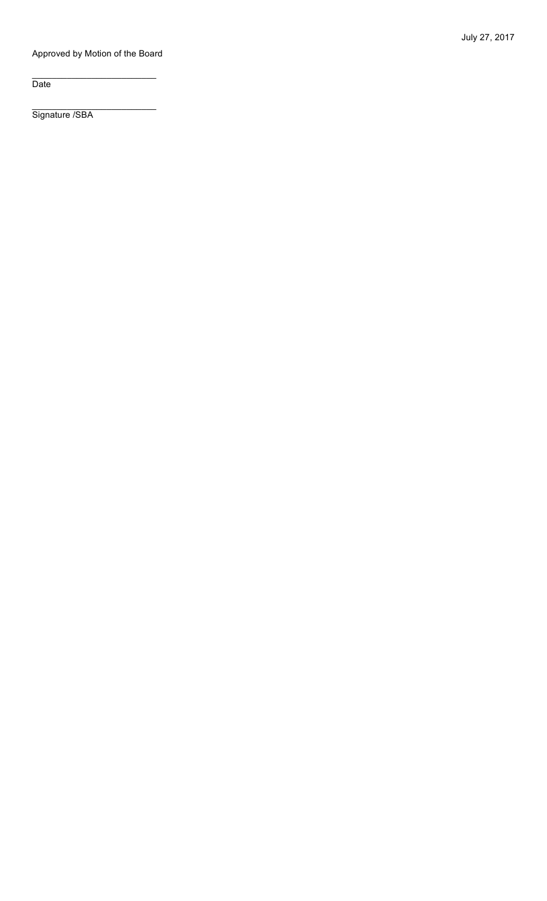July 27, 2017

Approved by Motion of the Board

\_\_\_\_\_\_\_\_\_\_\_\_\_\_\_\_\_\_\_\_\_\_\_\_\_\_

Date

\_\_\_\_\_\_\_\_\_\_\_\_\_\_\_\_\_\_\_\_\_\_\_\_\_\_

Signature /SBA